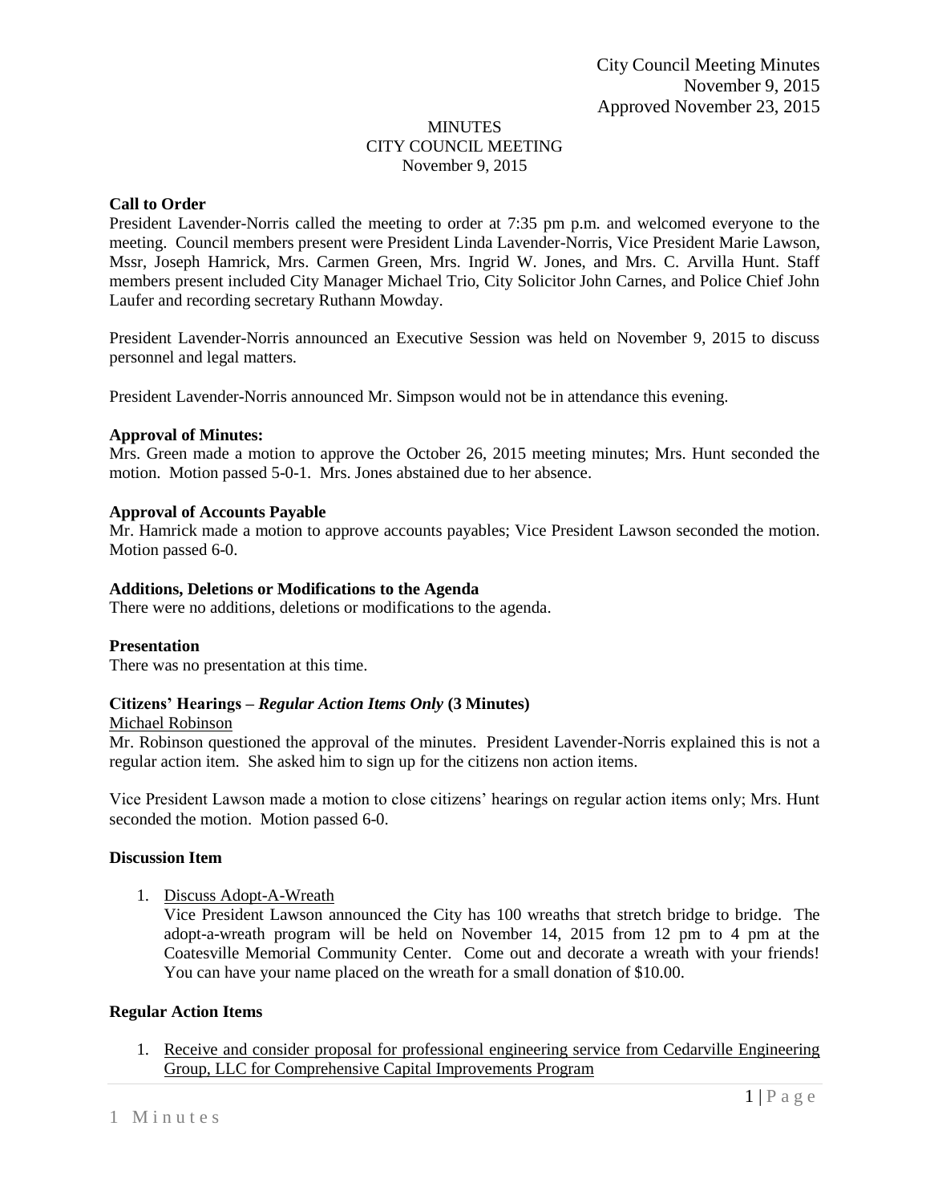City Council Meeting Minutes
November 9, 2015
Approved November 23, 2015

MINUTES
CITY COUNCIL MEETING
November 9, 2015

**Call to Order**
President Lavender-Norris called the meeting to order at 7:35 pm p.m. and welcomed everyone to the meeting. Council members present were President Linda Lavender-Norris, Vice President Marie Lawson, Mssr, Joseph Hamrick, Mrs. Carmen Green, Mrs. Ingrid W. Jones, and Mrs. C. Arvilla Hunt. Staff members present included City Manager Michael Trio, City Solicitor John Carnes, and Police Chief John Laufer and recording secretary Ruthann Mowday.

President Lavender-Norris announced an Executive Session was held on November 9, 2015 to discuss personnel and legal matters.

President Lavender-Norris announced Mr. Simpson would not be in attendance this evening.

**Approval of Minutes:**
Mrs. Green made a motion to approve the October 26, 2015 meeting minutes; Mrs. Hunt seconded the motion. Motion passed 5-0-1. Mrs. Jones abstained due to her absence.

**Approval of Accounts Payable**
Mr. Hamrick made a motion to approve accounts payables; Vice President Lawson seconded the motion. Motion passed 6-0.

**Additions, Deletions or Modifications to the Agenda**
There were no additions, deletions or modifications to the agenda.

**Presentation**
There was no presentation at this time.

**Citizens' Hearings –** ***Regular Action Items Only*** **(3 Minutes)**
Michael Robinson
Mr. Robinson questioned the approval of the minutes. President Lavender-Norris explained this is not a regular action item. She asked him to sign up for the citizens non action items.

Vice President Lawson made a motion to close citizens' hearings on regular action items only; Mrs. Hunt seconded the motion. Motion passed 6-0.

**Discussion Item**

1. Discuss Adopt-A-Wreath
   Vice President Lawson announced the City has 100 wreaths that stretch bridge to bridge. The adopt-a-wreath program will be held on November 14, 2015 from 12 pm to 4 pm at the Coatesville Memorial Community Center. Come out and decorate a wreath with your friends! You can have your name placed on the wreath for a small donation of $10.00.

**Regular Action Items**

1. Receive and consider proposal for professional engineering service from Cedarville Engineering Group, LLC for Comprehensive Capital Improvements Program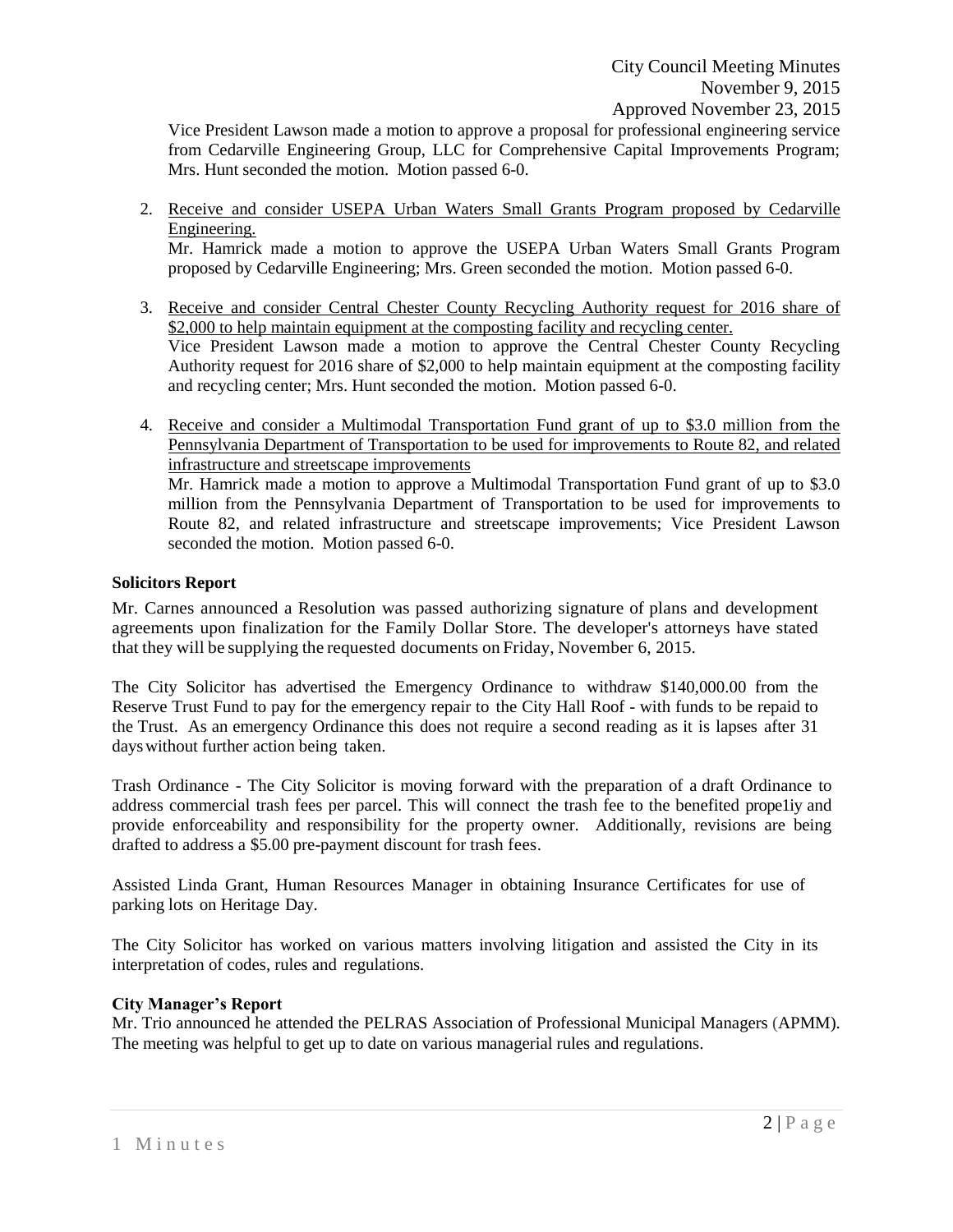Vice President Lawson made a motion to approve a proposal for professional engineering service from Cedarville Engineering Group, LLC for Comprehensive Capital Improvements Program; Mrs. Hunt seconded the motion. Motion passed 6-0.

2. Receive and consider USEPA Urban Waters Small Grants Program proposed by Cedarville Engineering.
   Mr. Hamrick made a motion to approve the USEPA Urban Waters Small Grants Program proposed by Cedarville Engineering; Mrs. Green seconded the motion. Motion passed 6-0.

3. Receive and consider Central Chester County Recycling Authority request for 2016 share of $2,000 to help maintain equipment at the composting facility and recycling center.
   Vice President Lawson made a motion to approve the Central Chester County Recycling Authority request for 2016 share of $2,000 to help maintain equipment at the composting facility and recycling center; Mrs. Hunt seconded the motion. Motion passed 6-0.

4. Receive and consider a Multimodal Transportation Fund grant of up to $3.0 million from the Pennsylvania Department of Transportation to be used for improvements to Route 82, and related infrastructure and streetscape improvements
   Mr. Hamrick made a motion to approve a Multimodal Transportation Fund grant of up to $3.0 million from the Pennsylvania Department of Transportation to be used for improvements to Route 82, and related infrastructure and streetscape improvements; Vice President Lawson seconded the motion. Motion passed 6-0.

**Solicitors Report**

Mr. Carnes announced a Resolution was passed authorizing signature of plans and development agreements upon finalization for the Family Dollar Store. The developer's attorneys have stated that they will be supplying the requested documents on Friday, November 6, 2015.

The City Solicitor has advertised the Emergency Ordinance to withdraw $140,000.00 from the Reserve Trust Fund to pay for the emergency repair to the City Hall Roof - with funds to be repaid to the Trust. As an emergency Ordinance this does not require a second reading as it is lapses after 31 days without further action being taken.

Trash Ordinance - The City Solicitor is moving forward with the preparation of a draft Ordinance to address commercial trash fees per parcel. This will connect the trash fee to the benefited prope1iy and provide enforceability and responsibility for the property owner. Additionally, revisions are being drafted to address a $5.00 pre-payment discount for trash fees.

Assisted Linda Grant, Human Resources Manager in obtaining Insurance Certificates for use of parking lots on Heritage Day.

The City Solicitor has worked on various matters involving litigation and assisted the City in its interpretation of codes, rules and regulations.

**City Manager's Report**

Mr. Trio announced he attended the PELRAS Association of Professional Municipal Managers (APMM). The meeting was helpful to get up to date on various managerial rules and regulations.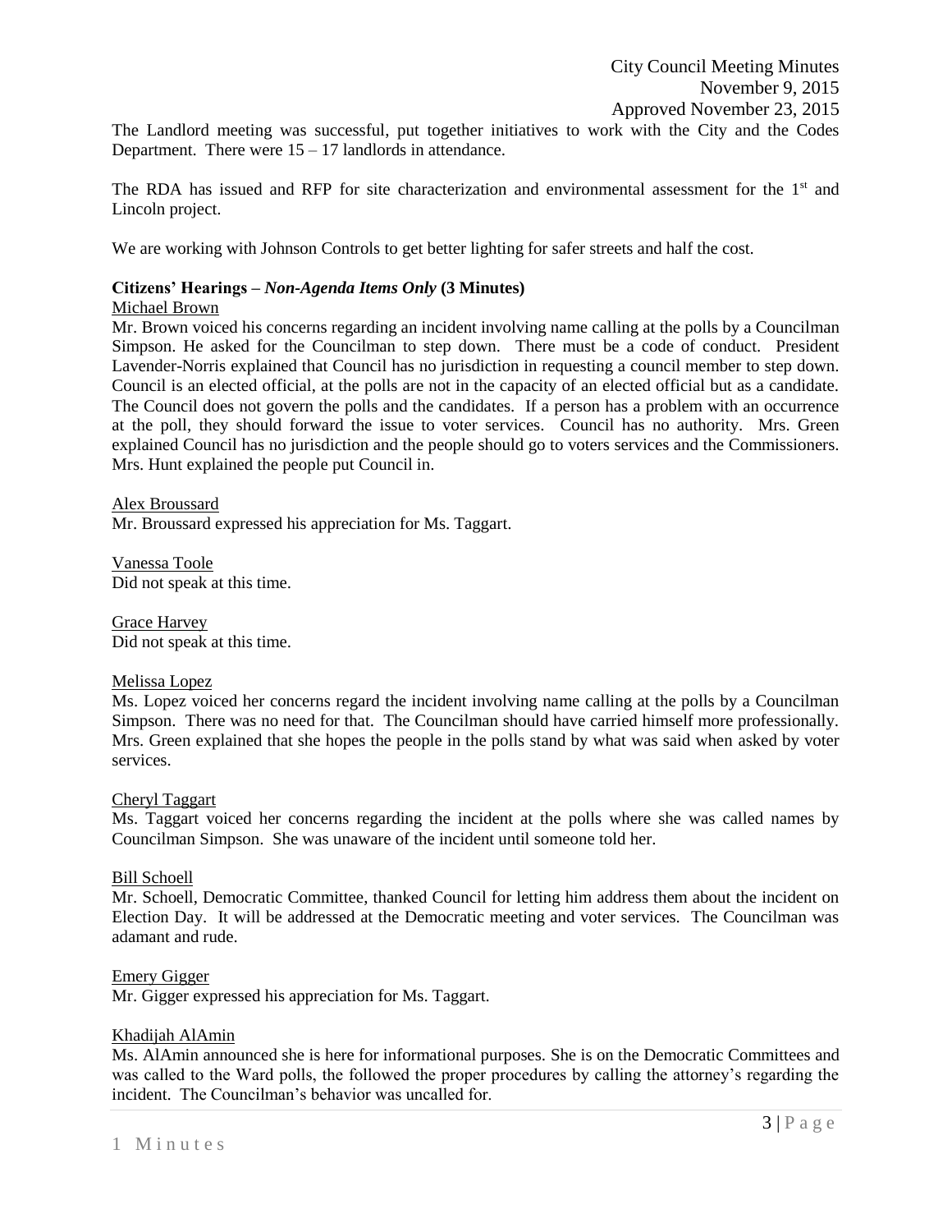The Landlord meeting was successful, put together initiatives to work with the City and the Codes Department. There were 15 – 17 landlords in attendance.

The RDA has issued and RFP for site characterization and environmental assessment for the 1st and Lincoln project.

We are working with Johnson Controls to get better lighting for safer streets and half the cost.

**Citizens' Hearings –** ***Non-Agenda Items Only*** **(3 Minutes)**

Michael Brown
Mr. Brown voiced his concerns regarding an incident involving name calling at the polls by a Councilman Simpson. He asked for the Councilman to step down. There must be a code of conduct. President Lavender-Norris explained that Council has no jurisdiction in requesting a council member to step down. Council is an elected official, at the polls are not in the capacity of an elected official but as a candidate. The Council does not govern the polls and the candidates. If a person has a problem with an occurrence at the poll, they should forward the issue to voter services. Council has no authority. Mrs. Green explained Council has no jurisdiction and the people should go to voters services and the Commissioners. Mrs. Hunt explained the people put Council in.

Alex Broussard
Mr. Broussard expressed his appreciation for Ms. Taggart.

Vanessa Toole
Did not speak at this time.

Grace Harvey
Did not speak at this time.

Melissa Lopez
Ms. Lopez voiced her concerns regard the incident involving name calling at the polls by a Councilman Simpson. There was no need for that. The Councilman should have carried himself more professionally. Mrs. Green explained that she hopes the people in the polls stand by what was said when asked by voter services.

Cheryl Taggart
Ms. Taggart voiced her concerns regarding the incident at the polls where she was called names by Councilman Simpson. She was unaware of the incident until someone told her.

Bill Schoell
Mr. Schoell, Democratic Committee, thanked Council for letting him address them about the incident on Election Day. It will be addressed at the Democratic meeting and voter services. The Councilman was adamant and rude.

Emery Gigger
Mr. Gigger expressed his appreciation for Ms. Taggart.

Khadijah AlAmin
Ms. AlAmin announced she is here for informational purposes. She is on the Democratic Committees and was called to the Ward polls, the followed the proper procedures by calling the attorney's regarding the incident. The Councilman's behavior was uncalled for.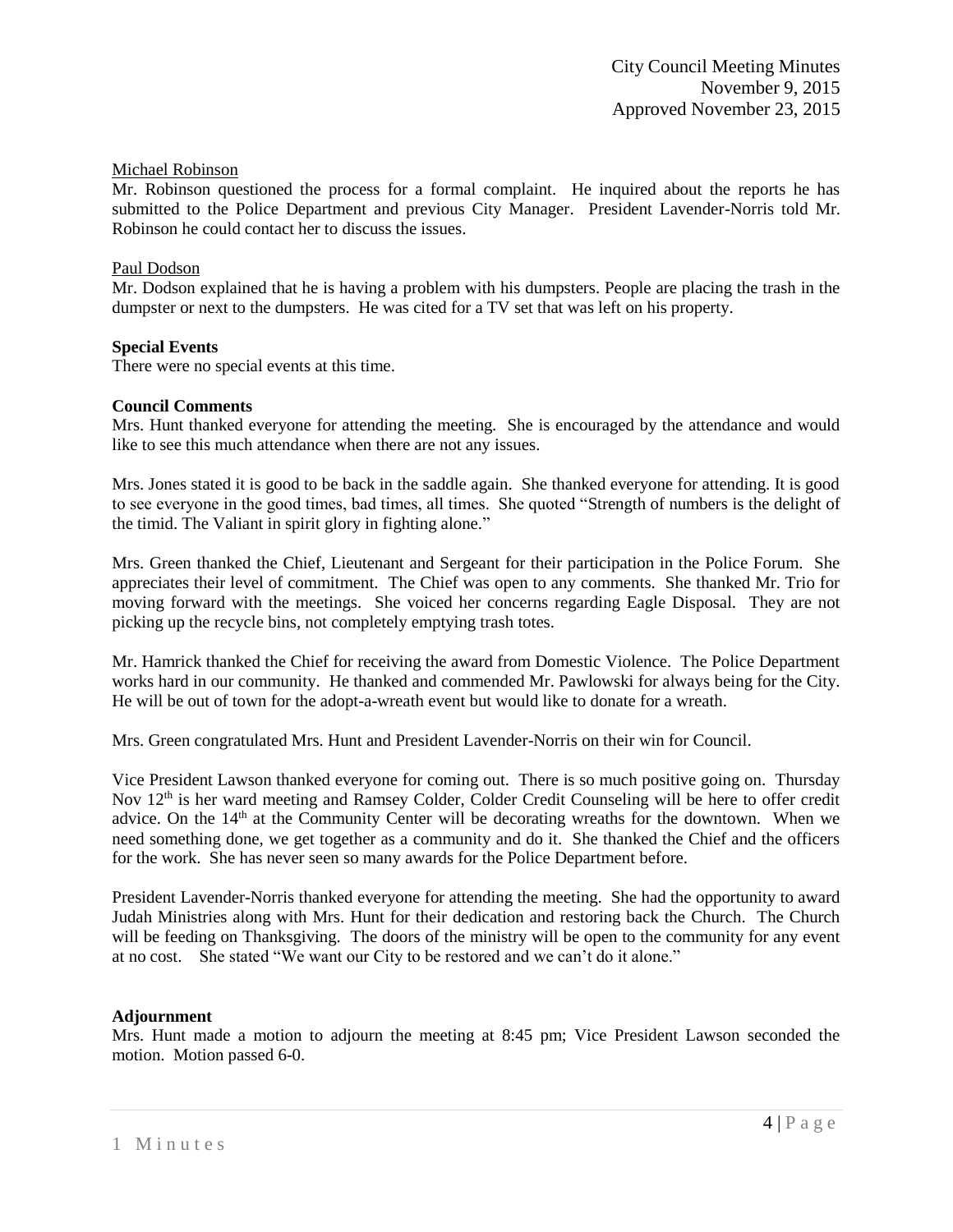Michael Robinson

Mr. Robinson questioned the process for a formal complaint. He inquired about the reports he has submitted to the Police Department and previous City Manager. President Lavender-Norris told Mr. Robinson he could contact her to discuss the issues.

Paul Dodson

Mr. Dodson explained that he is having a problem with his dumpsters. People are placing the trash in the dumpster or next to the dumpsters. He was cited for a TV set that was left on his property.

**Special Events**

There were no special events at this time.

**Council Comments**

Mrs. Hunt thanked everyone for attending the meeting. She is encouraged by the attendance and would like to see this much attendance when there are not any issues.

Mrs. Jones stated it is good to be back in the saddle again. She thanked everyone for attending. It is good to see everyone in the good times, bad times, all times. She quoted "Strength of numbers is the delight of the timid. The Valiant in spirit glory in fighting alone."

Mrs. Green thanked the Chief, Lieutenant and Sergeant for their participation in the Police Forum. She appreciates their level of commitment. The Chief was open to any comments. She thanked Mr. Trio for moving forward with the meetings. She voiced her concerns regarding Eagle Disposal. They are not picking up the recycle bins, not completely emptying trash totes.

Mr. Hamrick thanked the Chief for receiving the award from Domestic Violence. The Police Department works hard in our community. He thanked and commended Mr. Pawlowski for always being for the City. He will be out of town for the adopt-a-wreath event but would like to donate for a wreath.

Mrs. Green congratulated Mrs. Hunt and President Lavender-Norris on their win for Council.

Vice President Lawson thanked everyone for coming out. There is so much positive going on. Thursday Nov 12th is her ward meeting and Ramsey Colder, Colder Credit Counseling will be here to offer credit advice. On the 14th at the Community Center will be decorating wreaths for the downtown. When we need something done, we get together as a community and do it. She thanked the Chief and the officers for the work. She has never seen so many awards for the Police Department before.

President Lavender-Norris thanked everyone for attending the meeting. She had the opportunity to award Judah Ministries along with Mrs. Hunt for their dedication and restoring back the Church. The Church will be feeding on Thanksgiving. The doors of the ministry will be open to the community for any event at no cost. She stated "We want our City to be restored and we can't do it alone."

**Adjournment**

Mrs. Hunt made a motion to adjourn the meeting at 8:45 pm; Vice President Lawson seconded the motion. Motion passed 6-0.